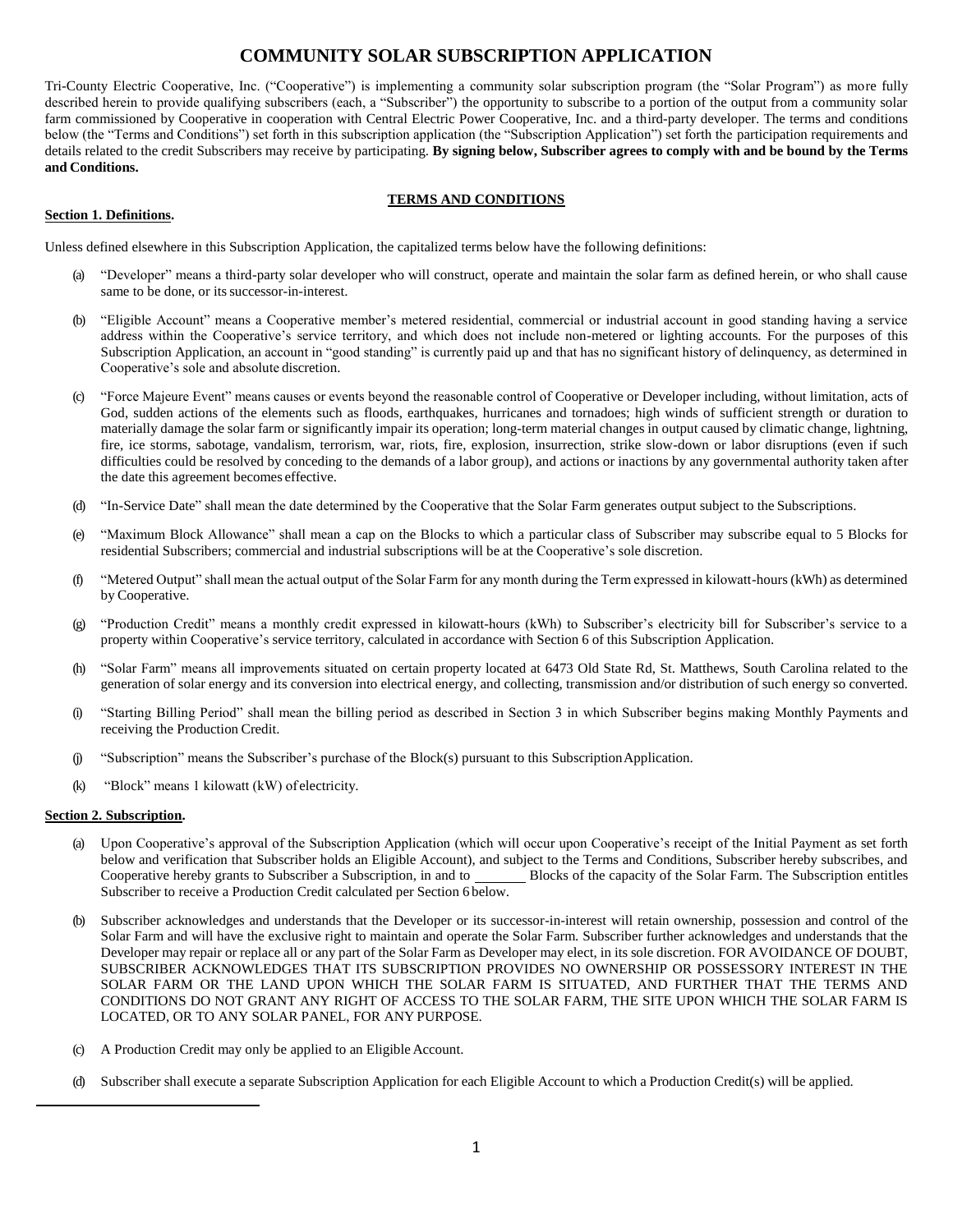# COMMUNITY SOLAR SUBSCRIPTION APPLICATION

Tri-County Electric Cooperative, Inc. ("Cooperative") is implementing a community solar subscription program (the "Solar Program") as more fully described herein to provide qualifying subscribers (each, a "Subscriber") the opportunity to subscribe to a portion of the output from a community solar farm commissioned by Cooperative in cooperation with Central Electric Power Cooperative, Inc. and a third-party developer. The terms and conditions below (the "Terms and Conditions") set forth in this subscription application (the "Subscription Application") set forth the participation requirements and details related to the credit Subscribers may receive by participating. **By signing below, Subscriber agrees to comply with and be bound by the Terms and Conditions.**

## TERMS AND CONDITIONS

**Section 1. Definitions.**

Unless defined elsewhere in this Subscription Application, the capitalized terms below have the following definitions:

(a) "Developer" means a third-party solar developer who will construct, operate and maintain the solar farm as defined herein, or who shall cause same to be done, or its successor-in-interest.

(b) "Eligible Account" means a Cooperative member's metered residential, commercial or industrial account in good standing having a service address within the Cooperative's service territory, and which does not include non-metered or lighting accounts. For the purposes of this Subscription Application, an account in "good standing" is currently paid up and that has no significant history of delinquency, as determined in Cooperative's sole and absolute discretion.

(c) "Force Majeure Event" means causes or events beyond the reasonable control of Cooperative or Developer including, without limitation, acts of God, sudden actions of the elements such as floods, earthquakes, hurricanes and tornadoes; high winds of sufficient strength or duration to materially damage the solar farm or significantly impair its operation; long-term material changes in output caused by climatic change, lightning, fire, ice storms, sabotage, vandalism, terrorism, war, riots, fire, explosion, insurrection, strike slow-down or labor disruptions (even if such difficulties could be resolved by conceding to the demands of a labor group), and actions or inactions by any governmental authority taken after the date this agreement becomes effective.

(d) "In-Service Date" shall mean the date determined by the Cooperative that the Solar Farm generates output subject to the Subscriptions.

(e) "Maximum Block Allowance" shall mean a cap on the Blocks to which a particular class of Subscriber may subscribe equal to 5 Blocks for residential Subscribers; commercial and industrial subscriptions will be at the Cooperative's sole discretion.

(f) "Metered Output" shall mean the actual output of the Solar Farm for any month during the Term expressed in kilowatt-hours (kWh) as determined by Cooperative.

(g) "Production Credit" means a monthly credit expressed in kilowatt-hours (kWh) to Subscriber's electricity bill for Subscriber's service to a property within Cooperative's service territory, calculated in accordance with Section 6 of this Subscription Application.

(h) "Solar Farm" means all improvements situated on certain property located at 6473 Old State Rd, St. Matthews, South Carolina related to the generation of solar energy and its conversion into electrical energy, and collecting, transmission and/or distribution of such energy so converted.

(i) "Starting Billing Period" shall mean the billing period as described in Section 3 in which Subscriber begins making Monthly Payments and receiving the Production Credit.

(j) "Subscription" means the Subscriber's purchase of the Block(s) pursuant to this Subscription Application.

(k) "Block" means 1 kilowatt (kW) of electricity.

**Section 2. Subscription.**

(a) Upon Cooperative's approval of the Subscription Application (which will occur upon Cooperative's receipt of the Initial Payment as set forth below and verification that Subscriber holds an Eligible Account), and subject to the Terms and Conditions, Subscriber hereby subscribes, and Cooperative hereby grants to Subscriber a Subscription, in and to _______ Blocks of the capacity of the Solar Farm. The Subscription entitles Subscriber to receive a Production Credit calculated per Section 6 below.

(b) Subscriber acknowledges and understands that the Developer or its successor-in-interest will retain ownership, possession and control of the Solar Farm and will have the exclusive right to maintain and operate the Solar Farm. Subscriber further acknowledges and understands that the Developer may repair or replace all or any part of the Solar Farm as Developer may elect, in its sole discretion. FOR AVOIDANCE OF DOUBT, SUBSCRIBER ACKNOWLEDGES THAT ITS SUBSCRIPTION PROVIDES NO OWNERSHIP OR POSSESSORY INTEREST IN THE SOLAR FARM OR THE LAND UPON WHICH THE SOLAR FARM IS SITUATED, AND FURTHER THAT THE TERMS AND CONDITIONS DO NOT GRANT ANY RIGHT OF ACCESS TO THE SOLAR FARM, THE SITE UPON WHICH THE SOLAR FARM IS LOCATED, OR TO ANY SOLAR PANEL, FOR ANY PURPOSE.

(c) A Production Credit may only be applied to an Eligible Account.

(d) Subscriber shall execute a separate Subscription Application for each Eligible Account to which a Production Credit(s) will be applied.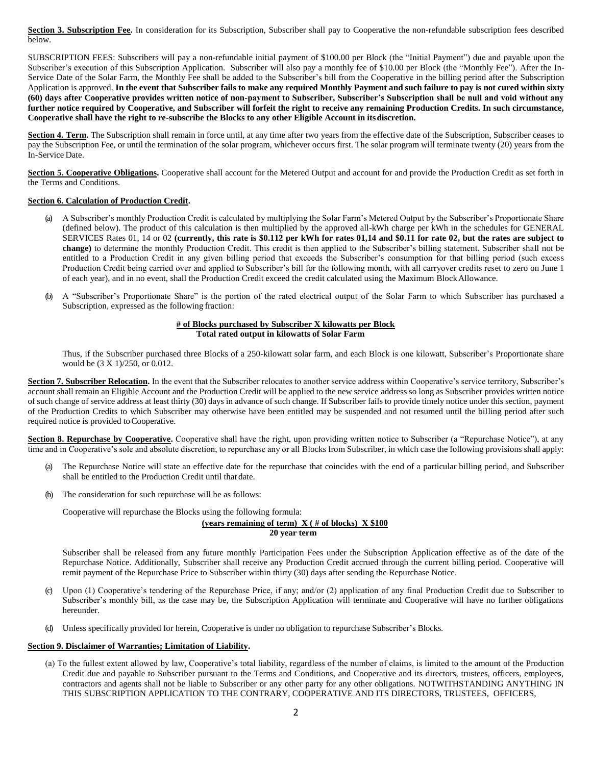**Section 3. Subscription Fee.** In consideration for its Subscription, Subscriber shall pay to Cooperative the non-refundable subscription fees described below.

SUBSCRIPTION FEES: Subscribers will pay a non-refundable initial payment of $100.00 per Block (the "Initial Payment") due and payable upon the Subscriber's execution of this Subscription Application. Subscriber will also pay a monthly fee of $10.00 per Block (the "Monthly Fee"). After the In-Service Date of the Solar Farm, the Monthly Fee shall be added to the Subscriber's bill from the Cooperative in the billing period after the Subscription Application is approved. **In the event that Subscriber fails to make any required Monthly Payment and such failure to pay is not cured within sixty (60) days after Cooperative provides written notice of non-payment to Subscriber, Subscriber's Subscription shall be null and void without any further notice required by Cooperative, and Subscriber will forfeit the right to receive any remaining Production Credits. In such circumstance, Cooperative shall have the right to re-subscribe the Blocks to any other Eligible Account in its discretion.**

**Section 4. Term.** The Subscription shall remain in force until, at any time after two years from the effective date of the Subscription, Subscriber ceases to pay the Subscription Fee, or until the termination of the solar program, whichever occurs first. The solar program will terminate twenty (20) years from the In-Service Date.

**Section 5. Cooperative Obligations.** Cooperative shall account for the Metered Output and account for and provide the Production Credit as set forth in the Terms and Conditions.

**Section 6. Calculation of Production Credit.**

(a) A Subscriber's monthly Production Credit is calculated by multiplying the Solar Farm's Metered Output by the Subscriber's Proportionate Share (defined below). The product of this calculation is then multiplied by the approved all-kWh charge per kWh in the schedules for GENERAL SERVICES Rates 01, 14 or 02 **(currently, this rate is $0.112 per kWh for rates 01,14 and $0.11 for rate 02, but the rates are subject to change)** to determine the monthly Production Credit. This credit is then applied to the Subscriber's billing statement. Subscriber shall not be entitled to a Production Credit in any given billing period that exceeds the Subscriber's consumption for that billing period (such excess Production Credit being carried over and applied to Subscriber's bill for the following month, with all carryover credits reset to zero on June 1 of each year), and in no event, shall the Production Credit exceed the credit calculated using the Maximum Block Allowance.

(b) A "Subscriber's Proportionate Share" is the portion of the rated electrical output of the Solar Farm to which Subscriber has purchased a Subscription, expressed as the following fraction:

$$\frac{\text{\# of Blocks purchased by Subscriber X kilowatts per Block}}{\text{Total rated output in kilowatts of Solar Farm}}$$

Thus, if the Subscriber purchased three Blocks of a 250-kilowatt solar farm, and each Block is one kilowatt, Subscriber's Proportionate share would be (3 X 1)/250, or 0.012.

**Section 7. Subscriber Relocation.** In the event that the Subscriber relocates to another service address within Cooperative's service territory, Subscriber's account shall remain an Eligible Account and the Production Credit will be applied to the new service address so long as Subscriber provides written notice of such change of service address at least thirty (30) days in advance of such change. If Subscriber fails to provide timely notice under this section, payment of the Production Credits to which Subscriber may otherwise have been entitled may be suspended and not resumed until the billing period after such required notice is provided to Cooperative.

**Section 8. Repurchase by Cooperative.** Cooperative shall have the right, upon providing written notice to Subscriber (a "Repurchase Notice"), at any time and in Cooperative's sole and absolute discretion, to repurchase any or all Blocks from Subscriber, in which case the following provisions shall apply:

(a) The Repurchase Notice will state an effective date for the repurchase that coincides with the end of a particular billing period, and Subscriber shall be entitled to the Production Credit until that date.

(b) The consideration for such repurchase will be as follows:

Cooperative will repurchase the Blocks using the following formula:

$$\frac{\text{(years remaining of term) X (\# of blocks) X \$100}}{\text{20 year term}}$$

Subscriber shall be released from any future monthly Participation Fees under the Subscription Application effective as of the date of the Repurchase Notice. Additionally, Subscriber shall receive any Production Credit accrued through the current billing period. Cooperative will remit payment of the Repurchase Price to Subscriber within thirty (30) days after sending the Repurchase Notice.

(c) Upon (1) Cooperative's tendering of the Repurchase Price, if any; and/or (2) application of any final Production Credit due to Subscriber to Subscriber's monthly bill, as the case may be, the Subscription Application will terminate and Cooperative will have no further obligations hereunder.

(d) Unless specifically provided for herein, Cooperative is under no obligation to repurchase Subscriber's Blocks.

**Section 9. Disclaimer of Warranties; Limitation of Liability.**

(a) To the fullest extent allowed by law, Cooperative's total liability, regardless of the number of claims, is limited to the amount of the Production Credit due and payable to Subscriber pursuant to the Terms and Conditions, and Cooperative and its directors, trustees, officers, employees, contractors and agents shall not be liable to Subscriber or any other party for any other obligations. NOTWITHSTANDING ANYTHING IN THIS SUBSCRIPTION APPLICATION TO THE CONTRARY, COOPERATIVE AND ITS DIRECTORS, TRUSTEES, OFFICERS,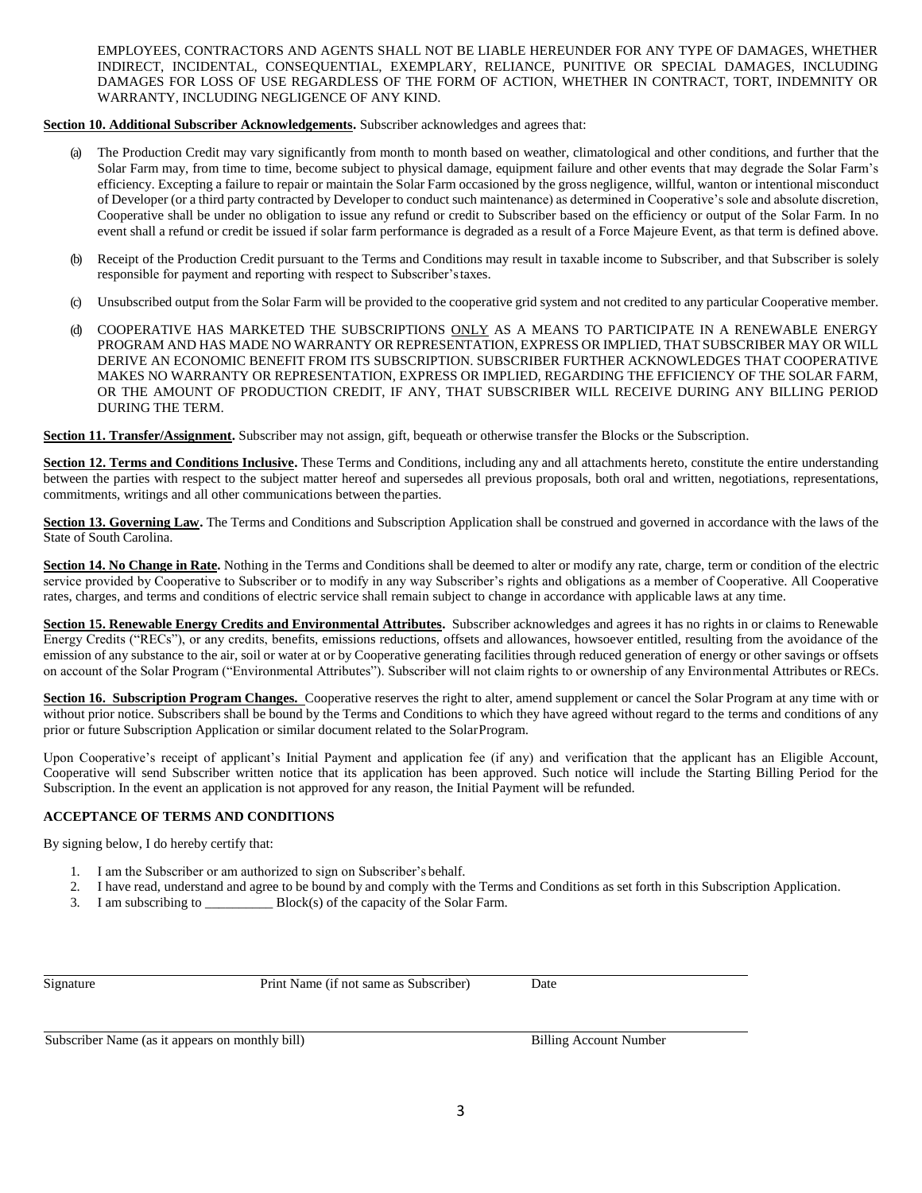EMPLOYEES, CONTRACTORS AND AGENTS SHALL NOT BE LIABLE HEREUNDER FOR ANY TYPE OF DAMAGES, WHETHER INDIRECT, INCIDENTAL, CONSEQUENTIAL, EXEMPLARY, RELIANCE, PUNITIVE OR SPECIAL DAMAGES, INCLUDING DAMAGES FOR LOSS OF USE REGARDLESS OF THE FORM OF ACTION, WHETHER IN CONTRACT, TORT, INDEMNITY OR WARRANTY, INCLUDING NEGLIGENCE OF ANY KIND.

**Section 10. Additional Subscriber Acknowledgements.** Subscriber acknowledges and agrees that:

(a) The Production Credit may vary significantly from month to month based on weather, climatological and other conditions, and further that the Solar Farm may, from time to time, become subject to physical damage, equipment failure and other events that may degrade the Solar Farm's efficiency. Excepting a failure to repair or maintain the Solar Farm occasioned by the gross negligence, willful, wanton or intentional misconduct of Developer (or a third party contracted by Developer to conduct such maintenance) as determined in Cooperative's sole and absolute discretion, Cooperative shall be under no obligation to issue any refund or credit to Subscriber based on the efficiency or output of the Solar Farm. In no event shall a refund or credit be issued if solar farm performance is degraded as a result of a Force Majeure Event, as that term is defined above.

(b) Receipt of the Production Credit pursuant to the Terms and Conditions may result in taxable income to Subscriber, and that Subscriber is solely responsible for payment and reporting with respect to Subscriber's taxes.

(c) Unsubscribed output from the Solar Farm will be provided to the cooperative grid system and not credited to any particular Cooperative member.

(d) COOPERATIVE HAS MARKETED THE SUBSCRIPTIONS ONLY AS A MEANS TO PARTICIPATE IN A RENEWABLE ENERGY PROGRAM AND HAS MADE NO WARRANTY OR REPRESENTATION, EXPRESS OR IMPLIED, THAT SUBSCRIBER MAY OR WILL DERIVE AN ECONOMIC BENEFIT FROM ITS SUBSCRIPTION. SUBSCRIBER FURTHER ACKNOWLEDGES THAT COOPERATIVE MAKES NO WARRANTY OR REPRESENTATION, EXPRESS OR IMPLIED, REGARDING THE EFFICIENCY OF THE SOLAR FARM, OR THE AMOUNT OF PRODUCTION CREDIT, IF ANY, THAT SUBSCRIBER WILL RECEIVE DURING ANY BILLING PERIOD DURING THE TERM.

**Section 11. Transfer/Assignment.** Subscriber may not assign, gift, bequeath or otherwise transfer the Blocks or the Subscription.

**Section 12. Terms and Conditions Inclusive.** These Terms and Conditions, including any and all attachments hereto, constitute the entire understanding between the parties with respect to the subject matter hereof and supersedes all previous proposals, both oral and written, negotiations, representations, commitments, writings and all other communications between the parties.

**Section 13. Governing Law.** The Terms and Conditions and Subscription Application shall be construed and governed in accordance with the laws of the State of South Carolina.

**Section 14. No Change in Rate.** Nothing in the Terms and Conditions shall be deemed to alter or modify any rate, charge, term or condition of the electric service provided by Cooperative to Subscriber or to modify in any way Subscriber's rights and obligations as a member of Cooperative. All Cooperative rates, charges, and terms and conditions of electric service shall remain subject to change in accordance with applicable laws at any time.

**Section 15. Renewable Energy Credits and Environmental Attributes.** Subscriber acknowledges and agrees it has no rights in or claims to Renewable Energy Credits ("RECs"), or any credits, benefits, emissions reductions, offsets and allowances, howsoever entitled, resulting from the avoidance of the emission of any substance to the air, soil or water at or by Cooperative generating facilities through reduced generation of energy or other savings or offsets on account of the Solar Program ("Environmental Attributes"). Subscriber will not claim rights to or ownership of any Environmental Attributes or RECs.

**Section 16. Subscription Program Changes.** Cooperative reserves the right to alter, amend supplement or cancel the Solar Program at any time with or without prior notice. Subscribers shall be bound by the Terms and Conditions to which they have agreed without regard to the terms and conditions of any prior or future Subscription Application or similar document related to the Solar Program.

Upon Cooperative's receipt of applicant's Initial Payment and application fee (if any) and verification that the applicant has an Eligible Account, Cooperative will send Subscriber written notice that its application has been approved. Such notice will include the Starting Billing Period for the Subscription. In the event an application is not approved for any reason, the Initial Payment will be refunded.

**ACCEPTANCE OF TERMS AND CONDITIONS**

By signing below, I do hereby certify that:

1. I am the Subscriber or am authorized to sign on Subscriber's behalf.
2. I have read, understand and agree to be bound by and comply with the Terms and Conditions as set forth in this Subscription Application.
3. I am subscribing to __________ Block(s) of the capacity of the Solar Farm.

______________________________________________________________________

Signature    Print Name (if not same as Subscriber)    Date

______________________________________________________________________

Subscriber Name (as it appears on monthly bill)    Billing Account Number